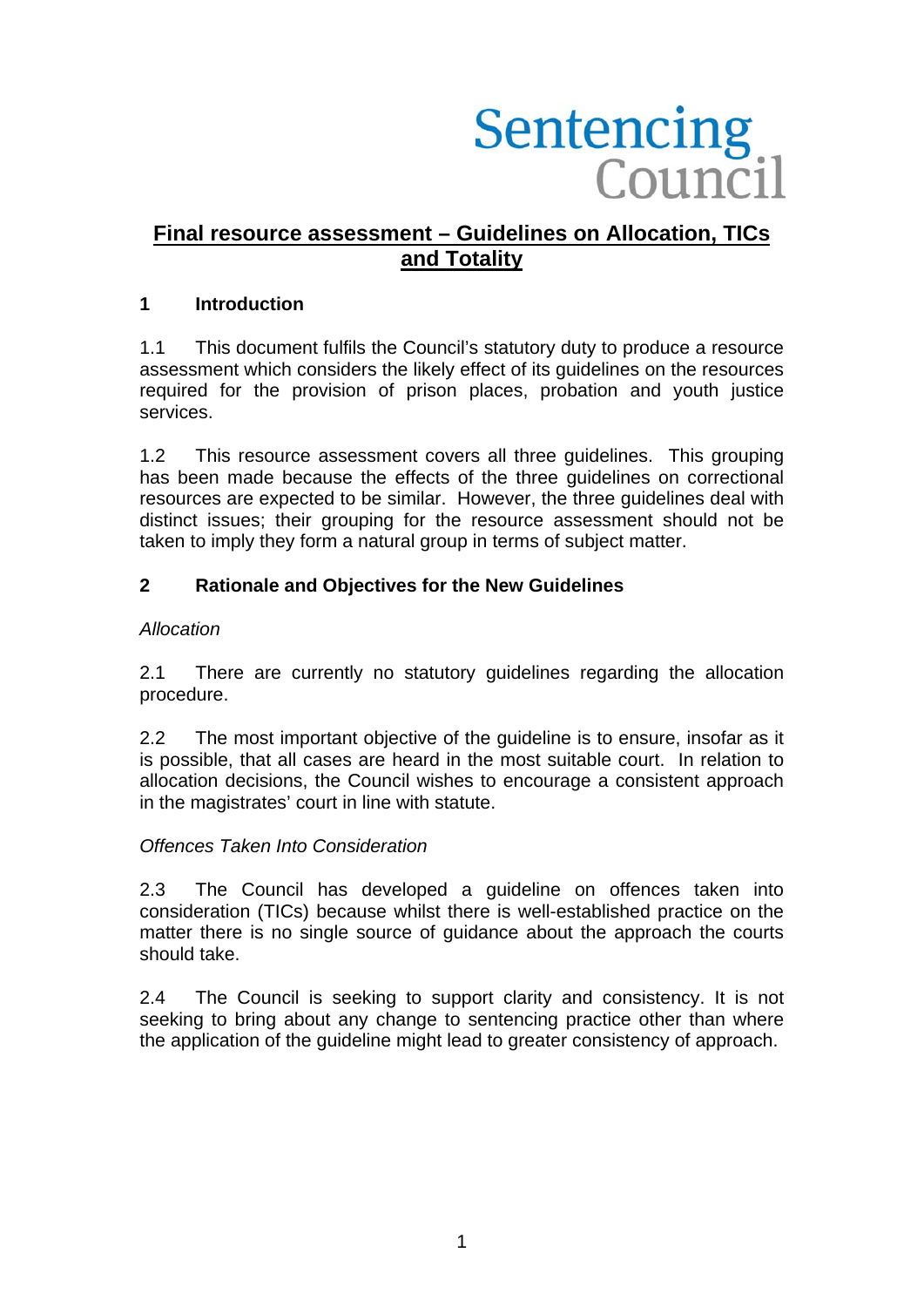Sentencing Council

# Final resource assessment – Guidelines on Allocation, TICs and Totality

## 1 Introduction

1.1 This document fulfils the Council's statutory duty to produce a resource assessment which considers the likely effect of its guidelines on the resources required for the provision of prison places, probation and youth justice services.

1.2 This resource assessment covers all three guidelines. This grouping has been made because the effects of the three guidelines on correctional resources are expected to be similar. However, the three guidelines deal with distinct issues; their grouping for the resource assessment should not be taken to imply they form a natural group in terms of subject matter.

## 2 Rationale and Objectives for the New Guidelines

*Allocation*

2.1 There are currently no statutory guidelines regarding the allocation procedure.

2.2 The most important objective of the guideline is to ensure, insofar as it is possible, that all cases are heard in the most suitable court. In relation to allocation decisions, the Council wishes to encourage a consistent approach in the magistrates' court in line with statute.

*Offences Taken Into Consideration*

2.3 The Council has developed a guideline on offences taken into consideration (TICs) because whilst there is well-established practice on the matter there is no single source of guidance about the approach the courts should take.

2.4 The Council is seeking to support clarity and consistency. It is not seeking to bring about any change to sentencing practice other than where the application of the guideline might lead to greater consistency of approach.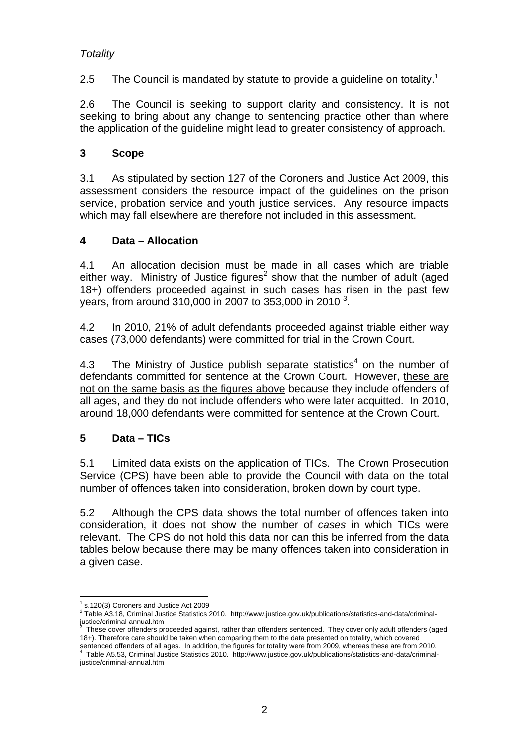*Totality*

2.5 The Council is mandated by statute to provide a guideline on totality.[1]

2.6 The Council is seeking to support clarity and consistency. It is not seeking to bring about any change to sentencing practice other than where the application of the guideline might lead to greater consistency of approach.

## 3 Scope

3.1 As stipulated by section 127 of the Coroners and Justice Act 2009, this assessment considers the resource impact of the guidelines on the prison service, probation service and youth justice services. Any resource impacts which may fall elsewhere are therefore not included in this assessment.

## 4 Data – Allocation

4.1 An allocation decision must be made in all cases which are triable either way. Ministry of Justice figures[2] show that the number of adult (aged 18+) offenders proceeded against in such cases has risen in the past few years, from around 310,000 in 2007 to 353,000 in 2010 [3].

4.2 In 2010, 21% of adult defendants proceeded against triable either way cases (73,000 defendants) were committed for trial in the Crown Court.

4.3 The Ministry of Justice publish separate statistics[4] on the number of defendants committed for sentence at the Crown Court. However, <u>these are not on the same basis as the figures above</u> because they include offenders of all ages, and they do not include offenders who were later acquitted. In 2010, around 18,000 defendants were committed for sentence at the Crown Court.

## 5 Data – TICs

5.1 Limited data exists on the application of TICs. The Crown Prosecution Service (CPS) have been able to provide the Council with data on the total number of offences taken into consideration, broken down by court type.

5.2 Although the CPS data shows the total number of offences taken into consideration, it does not show the number of *cases* in which TICs were relevant. The CPS do not hold this data nor can this be inferred from the data tables below because there may be many offences taken into consideration in a given case.

---

[1] s.120(3) Coroners and Justice Act 2009

[2] Table A3.18, Criminal Justice Statistics 2010. http://www.justice.gov.uk/publications/statistics-and-data/criminal-justice/criminal-annual.htm

[3] These cover offenders proceeded against, rather than offenders sentenced. They cover only adult offenders (aged 18+). Therefore care should be taken when comparing them to the data presented on totality, which covered sentenced offenders of all ages. In addition, the figures for totality were from 2009, whereas these are from 2010.

[4] Table A5.53, Criminal Justice Statistics 2010. http://www.justice.gov.uk/publications/statistics-and-data/criminal-justice/criminal-annual.htm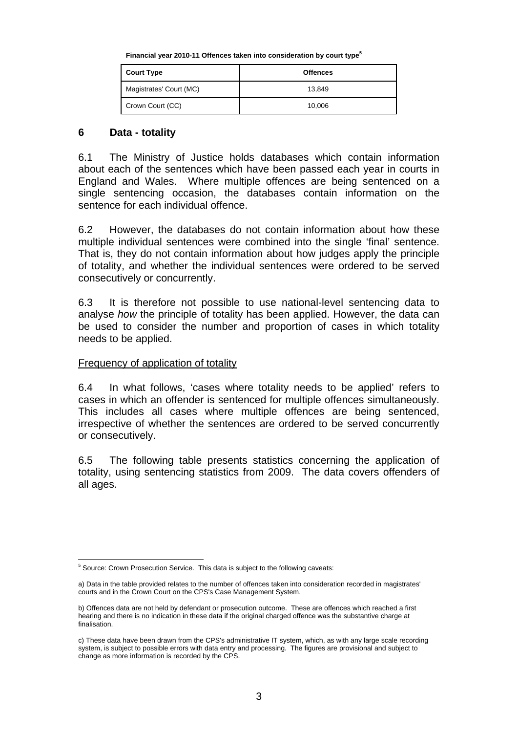**Financial year 2010-11 Offences taken into consideration by court type[5]**

| Court Type | Offences |
| --- | --- |
| Magistrates' Court (MC) | 13,849 |
| Crown Court (CC) | 10,006 |

## 6 Data - totality

6.1 The Ministry of Justice holds databases which contain information about each of the sentences which have been passed each year in courts in England and Wales. Where multiple offences are being sentenced on a single sentencing occasion, the databases contain information on the sentence for each individual offence.

6.2 However, the databases do not contain information about how these multiple individual sentences were combined into the single 'final' sentence. That is, they do not contain information about how judges apply the principle of totality, and whether the individual sentences were ordered to be served consecutively or concurrently.

6.3 It is therefore not possible to use national-level sentencing data to analyse *how* the principle of totality has been applied. However, the data can be used to consider the number and proportion of cases in which totality needs to be applied.

Frequency of application of totality

6.4 In what follows, 'cases where totality needs to be applied' refers to cases in which an offender is sentenced for multiple offences simultaneously. This includes all cases where multiple offences are being sentenced, irrespective of whether the sentences are ordered to be served concurrently or consecutively.

6.5 The following table presents statistics concerning the application of totality, using sentencing statistics from 2009. The data covers offenders of all ages.

---

[5] Source: Crown Prosecution Service. This data is subject to the following caveats:

a) Data in the table provided relates to the number of offences taken into consideration recorded in magistrates' courts and in the Crown Court on the CPS's Case Management System.

b) Offences data are not held by defendant or prosecution outcome. These are offences which reached a first hearing and there is no indication in these data if the original charged offence was the substantive charge at finalisation.

c) These data have been drawn from the CPS's administrative IT system, which, as with any large scale recording system, is subject to possible errors with data entry and processing. The figures are provisional and subject to change as more information is recorded by the CPS.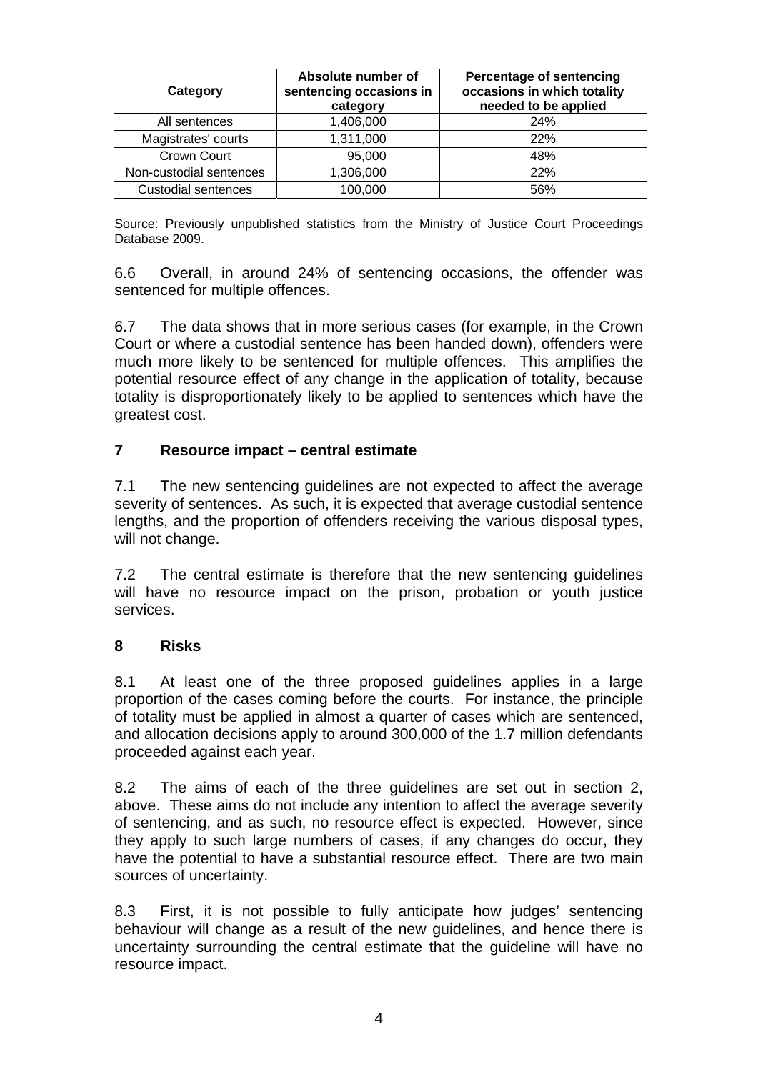| Category | Absolute number of sentencing occasions in category | Percentage of sentencing occasions in which totality needed to be applied |
| --- | --- | --- |
| All sentences | 1,406,000 | 24% |
| Magistrates' courts | 1,311,000 | 22% |
| Crown Court | 95,000 | 48% |
| Non-custodial sentences | 1,306,000 | 22% |
| Custodial sentences | 100,000 | 56% |

Source: Previously unpublished statistics from the Ministry of Justice Court Proceedings Database 2009.

6.6 Overall, in around 24% of sentencing occasions, the offender was sentenced for multiple offences.

6.7 The data shows that in more serious cases (for example, in the Crown Court or where a custodial sentence has been handed down), offenders were much more likely to be sentenced for multiple offences. This amplifies the potential resource effect of any change in the application of totality, because totality is disproportionately likely to be applied to sentences which have the greatest cost.

## 7 Resource impact – central estimate

7.1 The new sentencing guidelines are not expected to affect the average severity of sentences. As such, it is expected that average custodial sentence lengths, and the proportion of offenders receiving the various disposal types, will not change.

7.2 The central estimate is therefore that the new sentencing guidelines will have no resource impact on the prison, probation or youth justice services.

## 8 Risks

8.1 At least one of the three proposed guidelines applies in a large proportion of the cases coming before the courts. For instance, the principle of totality must be applied in almost a quarter of cases which are sentenced, and allocation decisions apply to around 300,000 of the 1.7 million defendants proceeded against each year.

8.2 The aims of each of the three guidelines are set out in section 2, above. These aims do not include any intention to affect the average severity of sentencing, and as such, no resource effect is expected. However, since they apply to such large numbers of cases, if any changes do occur, they have the potential to have a substantial resource effect. There are two main sources of uncertainty.

8.3 First, it is not possible to fully anticipate how judges' sentencing behaviour will change as a result of the new guidelines, and hence there is uncertainty surrounding the central estimate that the guideline will have no resource impact.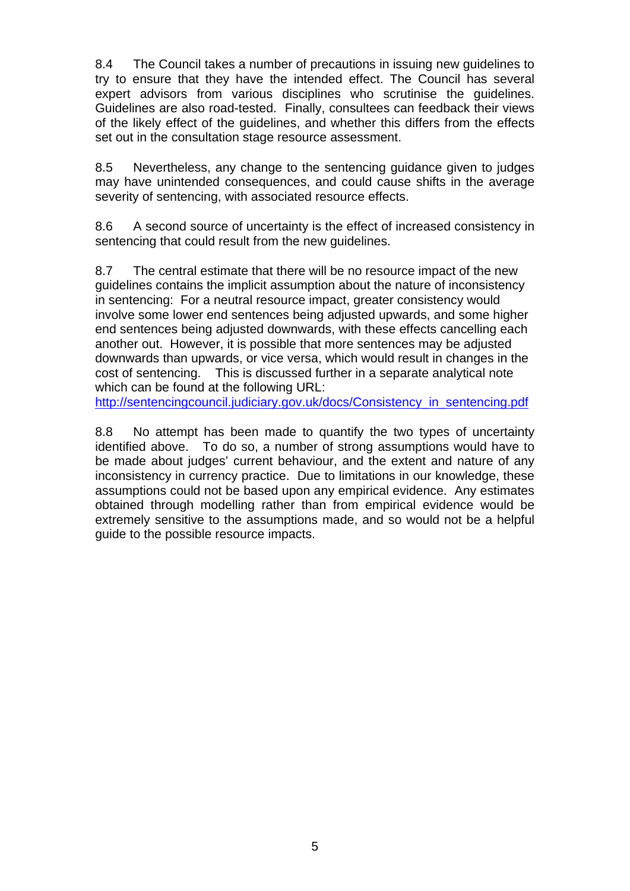8.4 The Council takes a number of precautions in issuing new guidelines to try to ensure that they have the intended effect. The Council has several expert advisors from various disciplines who scrutinise the guidelines. Guidelines are also road-tested. Finally, consultees can feedback their views of the likely effect of the guidelines, and whether this differs from the effects set out in the consultation stage resource assessment.

8.5 Nevertheless, any change to the sentencing guidance given to judges may have unintended consequences, and could cause shifts in the average severity of sentencing, with associated resource effects.

8.6 A second source of uncertainty is the effect of increased consistency in sentencing that could result from the new guidelines.

8.7 The central estimate that there will be no resource impact of the new guidelines contains the implicit assumption about the nature of inconsistency in sentencing: For a neutral resource impact, greater consistency would involve some lower end sentences being adjusted upwards, and some higher end sentences being adjusted downwards, with these effects cancelling each another out. However, it is possible that more sentences may be adjusted downwards than upwards, or vice versa, which would result in changes in the cost of sentencing. This is discussed further in a separate analytical note which can be found at the following URL: [http://sentencingcouncil.judiciary.gov.uk/docs/Consistency_in_sentencing.pdf](http://sentencingcouncil.judiciary.gov.uk/docs/Consistency_in_sentencing.pdf)

8.8 No attempt has been made to quantify the two types of uncertainty identified above. To do so, a number of strong assumptions would have to be made about judges' current behaviour, and the extent and nature of any inconsistency in currency practice. Due to limitations in our knowledge, these assumptions could not be based upon any empirical evidence. Any estimates obtained through modelling rather than from empirical evidence would be extremely sensitive to the assumptions made, and so would not be a helpful guide to the possible resource impacts.